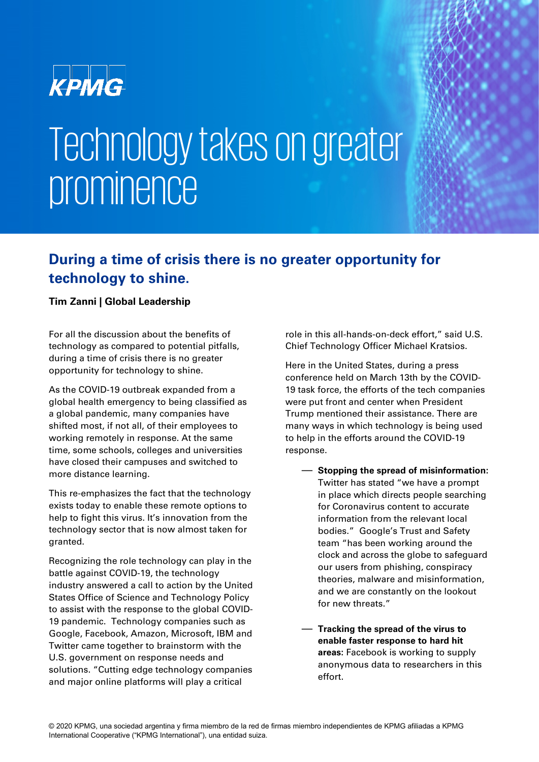KPMG

# Technology takes on greater prominence

## During a time of crisis there is no greater opportunity for technology to shine.

**Tim Zanni | Global Leadership**

For all the discussion about the benefits of technology as compared to potential pitfalls, during a time of crisis there is no greater opportunity for technology to shine.

As the COVID-19 outbreak expanded from a global health emergency to being classified as a global pandemic, many companies have shifted most, if not all, of their employees to working remotely in response. At the same time, some schools, colleges and universities have closed their campuses and switched to more distance learning.

This re-emphasizes the fact that the technology exists today to enable these remote options to help to fight this virus. It's innovation from the technology sector that is now almost taken for granted.

Recognizing the role technology can play in the battle against COVID-19, the technology industry answered a call to action by the United States Office of Science and Technology Policy to assist with the response to the global COVID-19 pandemic. Technology companies such as Google, Facebook, Amazon, Microsoft, IBM and Twitter came together to brainstorm with the U.S. government on response needs and solutions. "Cutting edge technology companies and major online platforms will play a critical role in this all-hands-on-deck effort," said U.S. Chief Technology Officer Michael Kratsios.

Here in the United States, during a press conference held on March 13th by the COVID-19 task force, the efforts of the tech companies were put front and center when President Trump mentioned their assistance. There are many ways in which technology is being used to help in the efforts around the COVID-19 response.

- **Stopping the spread of misinformation**: Twitter has stated "we have a prompt in place which directs people searching for Coronavirus content to accurate information from the relevant local bodies." Google's Trust and Safety team "has been working around the clock and across the globe to safeguard our users from phishing, conspiracy theories, malware and misinformation, and we are constantly on the lookout for new threats."

- **Tracking the spread of the virus to enable faster response to hard hit areas:** Facebook is working to supply anonymous data to researchers in this effort.

© 2020 KPMG, una sociedad argentina y firma miembro de la red de firmas miembro independientes de KPMG afiliadas a KPMG International Cooperative ("KPMG International"), una entidad suiza.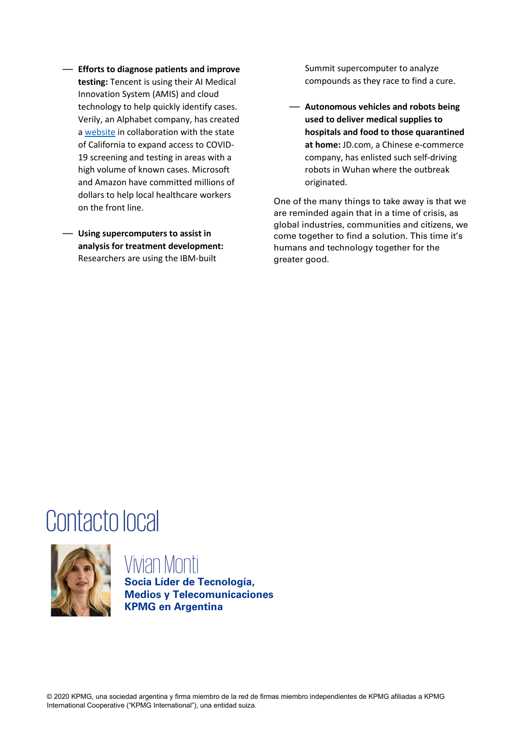- **Efforts to diagnose patients and improve testing:** Tencent is using their AI Medical Innovation System (AMIS) and cloud technology to help quickly identify cases. Verily, an Alphabet company, has created a website in collaboration with the state of California to expand access to COVID-19 screening and testing in areas with a high volume of known cases. Microsoft and Amazon have committed millions of dollars to help local healthcare workers on the front line.

- **Using supercomputers to assist in analysis for treatment development:** Researchers are using the IBM-built Summit supercomputer to analyze compounds as they race to find a cure.

- **Autonomous vehicles and robots being used to deliver medical supplies to hospitals and food to those quarantined at home:** JD.com, a Chinese e-commerce company, has enlisted such self-driving robots in Wuhan where the outbreak originated.

One of the many things to take away is that we are reminded again that in a time of crisis, as global industries, communities and citizens, we come together to find a solution. This time it's humans and technology together for the greater good.

# Contacto local

## Vivian Monti

**Socia Líder de Tecnología, Medios y Telecomunicaciones**
**KPMG en Argentina**

© 2020 KPMG, una sociedad argentina y firma miembro de la red de firmas miembro independientes de KPMG afiliadas a KPMG International Cooperative ("KPMG International"), una entidad suiza.